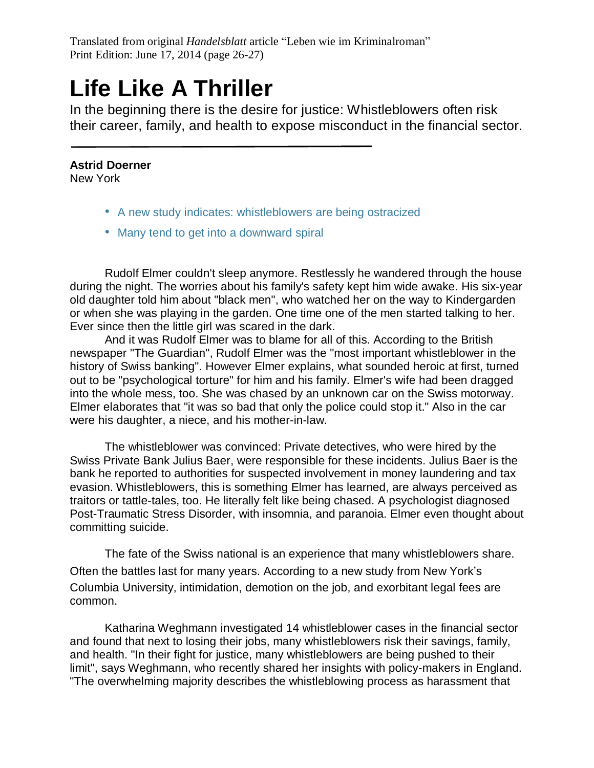Translated from original *Handelsblatt* article "Leben wie im Kriminalroman"
Print Edition: June 17, 2014 (page 26-27)

# Life Like A Thriller

In the beginning there is the desire for justice: Whistleblowers often risk their career, family, and health to expose misconduct in the financial sector.

**Astrid Doerner**
New York

- A new study indicates: whistleblowers are being ostracized
- Many tend to get into a downward spiral

Rudolf Elmer couldn't sleep anymore. Restlessly he wandered through the house during the night. The worries about his family's safety kept him wide awake. His six-year old daughter told him about "black men", who watched her on the way to Kindergarden or when she was playing in the garden. One time one of the men started talking to her. Ever since then the little girl was scared in the dark.

And it was Rudolf Elmer was to blame for all of this. According to the British newspaper "The Guardian", Rudolf Elmer was the "most important whistleblower in the history of Swiss banking". However Elmer explains, what sounded heroic at first, turned out to be "psychological torture" for him and his family. Elmer's wife had been dragged into the whole mess, too. She was chased by an unknown car on the Swiss motorway. Elmer elaborates that "it was so bad that only the police could stop it." Also in the car were his daughter, a niece, and his mother-in-law.

The whistleblower was convinced: Private detectives, who were hired by the Swiss Private Bank Julius Baer, were responsible for these incidents. Julius Baer is the bank he reported to authorities for suspected involvement in money laundering and tax evasion. Whistleblowers, this is something Elmer has learned, are always perceived as traitors or tattle-tales, too. He literally felt like being chased. A psychologist diagnosed Post-Traumatic Stress Disorder, with insomnia, and paranoia. Elmer even thought about committing suicide.

The fate of the Swiss national is an experience that many whistleblowers share. Often the battles last for many years. According to a new study from New York's Columbia University, intimidation, demotion on the job, and exorbitant legal fees are common.

Katharina Weghmann investigated 14 whistleblower cases in the financial sector and found that next to losing their jobs, many whistleblowers risk their savings, family, and health. "In their fight for justice, many whistleblowers are being pushed to their limit", says Weghmann, who recently shared her insights with policy-makers in England. "The overwhelming majority describes the whistleblowing process as harassment that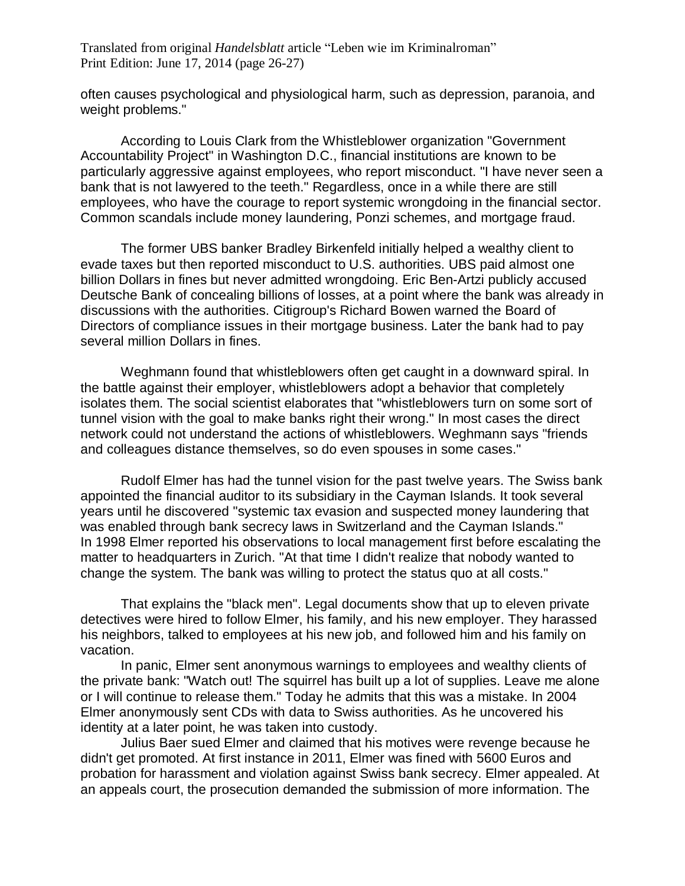often causes psychological and physiological harm, such as depression, paranoia, and weight problems."

According to Louis Clark from the Whistleblower organization "Government Accountability Project" in Washington D.C., financial institutions are known to be particularly aggressive against employees, who report misconduct. "I have never seen a bank that is not lawyered to the teeth." Regardless, once in a while there are still employees, who have the courage to report systemic wrongdoing in the financial sector. Common scandals include money laundering, Ponzi schemes, and mortgage fraud.

The former UBS banker Bradley Birkenfeld initially helped a wealthy client to evade taxes but then reported misconduct to U.S. authorities. UBS paid almost one billion Dollars in fines but never admitted wrongdoing. Eric Ben-Artzi publicly accused Deutsche Bank of concealing billions of losses, at a point where the bank was already in discussions with the authorities. Citigroup's Richard Bowen warned the Board of Directors of compliance issues in their mortgage business. Later the bank had to pay several million Dollars in fines.

Weghmann found that whistleblowers often get caught in a downward spiral. In the battle against their employer, whistleblowers adopt a behavior that completely isolates them. The social scientist elaborates that "whistleblowers turn on some sort of tunnel vision with the goal to make banks right their wrong." In most cases the direct network could not understand the actions of whistleblowers. Weghmann says "friends and colleagues distance themselves, so do even spouses in some cases."

Rudolf Elmer has had the tunnel vision for the past twelve years. The Swiss bank appointed the financial auditor to its subsidiary in the Cayman Islands. It took several years until he discovered "systemic tax evasion and suspected money laundering that was enabled through bank secrecy laws in Switzerland and the Cayman Islands." In 1998 Elmer reported his observations to local management first before escalating the matter to headquarters in Zurich. "At that time I didn't realize that nobody wanted to change the system. The bank was willing to protect the status quo at all costs."

That explains the "black men". Legal documents show that up to eleven private detectives were hired to follow Elmer, his family, and his new employer. They harassed his neighbors, talked to employees at his new job, and followed him and his family on vacation.

In panic, Elmer sent anonymous warnings to employees and wealthy clients of the private bank: "Watch out! The squirrel has built up a lot of supplies. Leave me alone or I will continue to release them." Today he admits that this was a mistake. In 2004 Elmer anonymously sent CDs with data to Swiss authorities. As he uncovered his identity at a later point, he was taken into custody.

Julius Baer sued Elmer and claimed that his motives were revenge because he didn't get promoted. At first instance in 2011, Elmer was fined with 5600 Euros and probation for harassment and violation against Swiss bank secrecy. Elmer appealed. At an appeals court, the prosecution demanded the submission of more information. The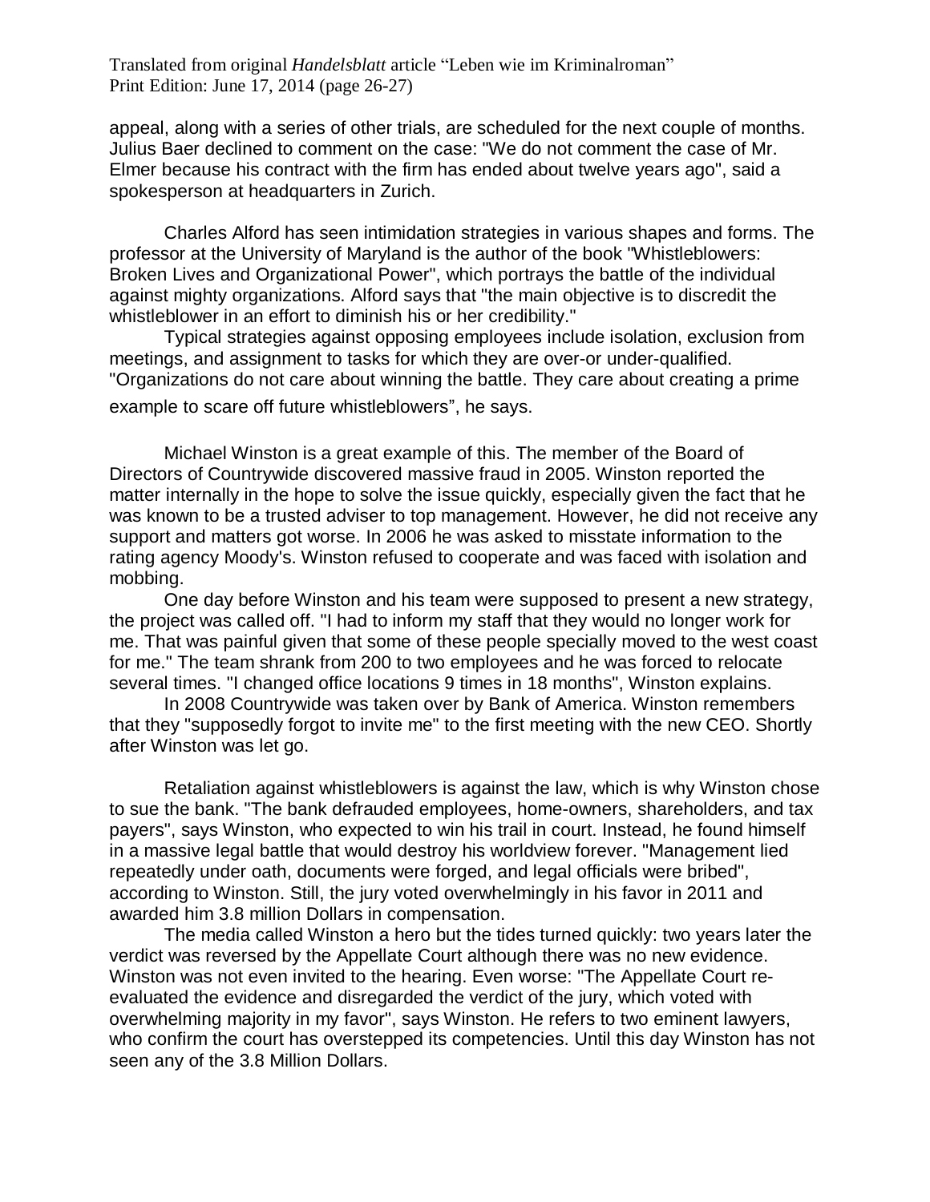appeal, along with a series of other trials, are scheduled for the next couple of months. Julius Baer declined to comment on the case: "We do not comment the case of Mr. Elmer because his contract with the firm has ended about twelve years ago", said a spokesperson at headquarters in Zurich.

Charles Alford has seen intimidation strategies in various shapes and forms. The professor at the University of Maryland is the author of the book "Whistleblowers: Broken Lives and Organizational Power", which portrays the battle of the individual against mighty organizations. Alford says that "the main objective is to discredit the whistleblower in an effort to diminish his or her credibility."

Typical strategies against opposing employees include isolation, exclusion from meetings, and assignment to tasks for which they are over-or under-qualified. "Organizations do not care about winning the battle. They care about creating a prime example to scare off future whistleblowers", he says.

Michael Winston is a great example of this. The member of the Board of Directors of Countrywide discovered massive fraud in 2005. Winston reported the matter internally in the hope to solve the issue quickly, especially given the fact that he was known to be a trusted adviser to top management. However, he did not receive any support and matters got worse. In 2006 he was asked to misstate information to the rating agency Moody's. Winston refused to cooperate and was faced with isolation and mobbing.

One day before Winston and his team were supposed to present a new strategy, the project was called off. "I had to inform my staff that they would no longer work for me. That was painful given that some of these people specially moved to the west coast for me." The team shrank from 200 to two employees and he was forced to relocate several times. "I changed office locations 9 times in 18 months", Winston explains.

In 2008 Countrywide was taken over by Bank of America. Winston remembers that they "supposedly forgot to invite me" to the first meeting with the new CEO. Shortly after Winston was let go.

Retaliation against whistleblowers is against the law, which is why Winston chose to sue the bank. "The bank defrauded employees, home-owners, shareholders, and tax payers", says Winston, who expected to win his trail in court. Instead, he found himself in a massive legal battle that would destroy his worldview forever. "Management lied repeatedly under oath, documents were forged, and legal officials were bribed", according to Winston. Still, the jury voted overwhelmingly in his favor in 2011 and awarded him 3.8 million Dollars in compensation.

The media called Winston a hero but the tides turned quickly: two years later the verdict was reversed by the Appellate Court although there was no new evidence. Winston was not even invited to the hearing. Even worse: "The Appellate Court re-evaluated the evidence and disregarded the verdict of the jury, which voted with overwhelming majority in my favor", says Winston. He refers to two eminent lawyers, who confirm the court has overstepped its competencies. Until this day Winston has not seen any of the 3.8 Million Dollars.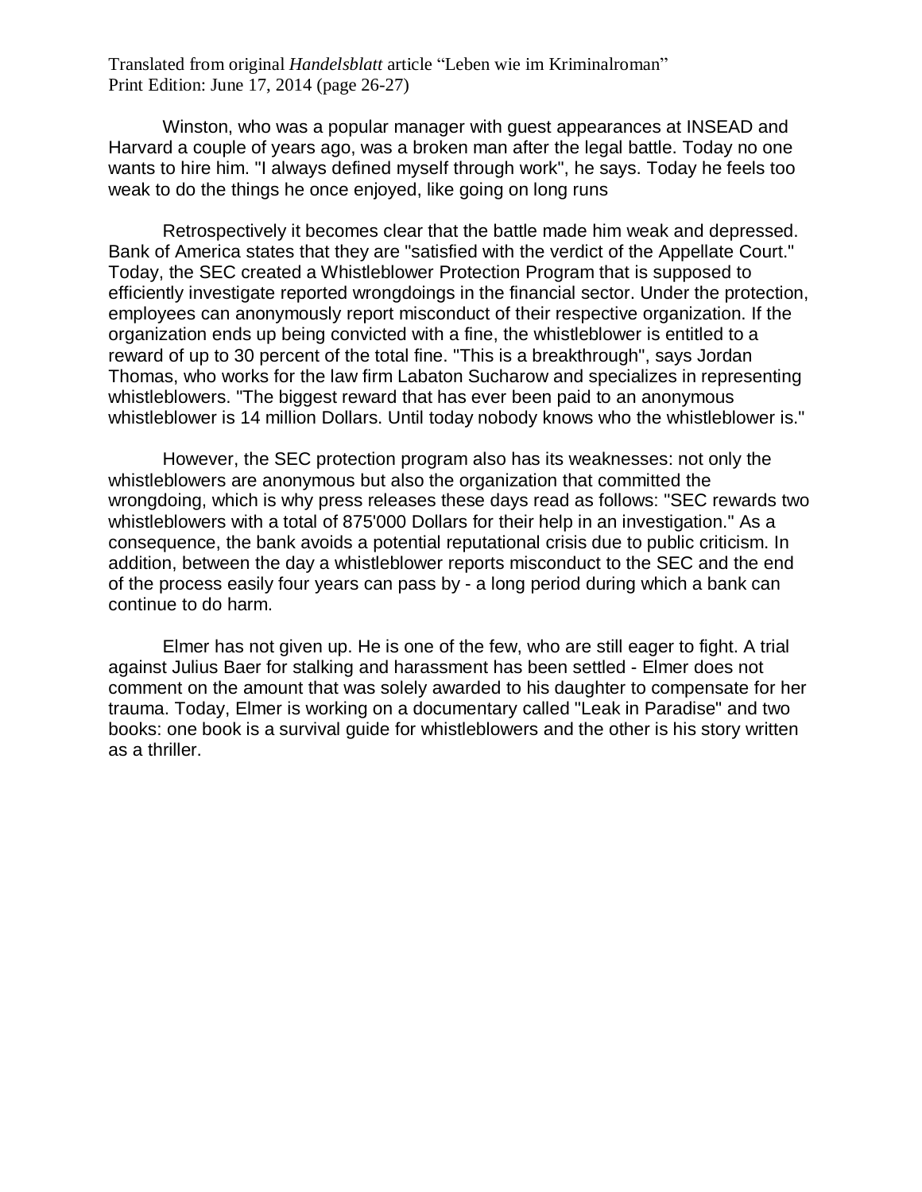Translated from original *Handelsblatt* article "Leben wie im Kriminalroman"
Print Edition: June 17, 2014 (page 26-27)

Winston, who was a popular manager with guest appearances at INSEAD and Harvard a couple of years ago, was a broken man after the legal battle. Today no one wants to hire him. "I always defined myself through work", he says. Today he feels too weak to do the things he once enjoyed, like going on long runs

Retrospectively it becomes clear that the battle made him weak and depressed. Bank of America states that they are "satisfied with the verdict of the Appellate Court." Today, the SEC created a Whistleblower Protection Program that is supposed to efficiently investigate reported wrongdoings in the financial sector. Under the protection, employees can anonymously report misconduct of their respective organization. If the organization ends up being convicted with a fine, the whistleblower is entitled to a reward of up to 30 percent of the total fine. "This is a breakthrough", says Jordan Thomas, who works for the law firm Labaton Sucharow and specializes in representing whistleblowers. "The biggest reward that has ever been paid to an anonymous whistleblower is 14 million Dollars. Until today nobody knows who the whistleblower is."

However, the SEC protection program also has its weaknesses: not only the whistleblowers are anonymous but also the organization that committed the wrongdoing, which is why press releases these days read as follows: "SEC rewards two whistleblowers with a total of 875'000 Dollars for their help in an investigation." As a consequence, the bank avoids a potential reputational crisis due to public criticism. In addition, between the day a whistleblower reports misconduct to the SEC and the end of the process easily four years can pass by - a long period during which a bank can continue to do harm.

Elmer has not given up. He is one of the few, who are still eager to fight. A trial against Julius Baer for stalking and harassment has been settled - Elmer does not comment on the amount that was solely awarded to his daughter to compensate for her trauma. Today, Elmer is working on a documentary called "Leak in Paradise" and two books: one book is a survival guide for whistleblowers and the other is his story written as a thriller.